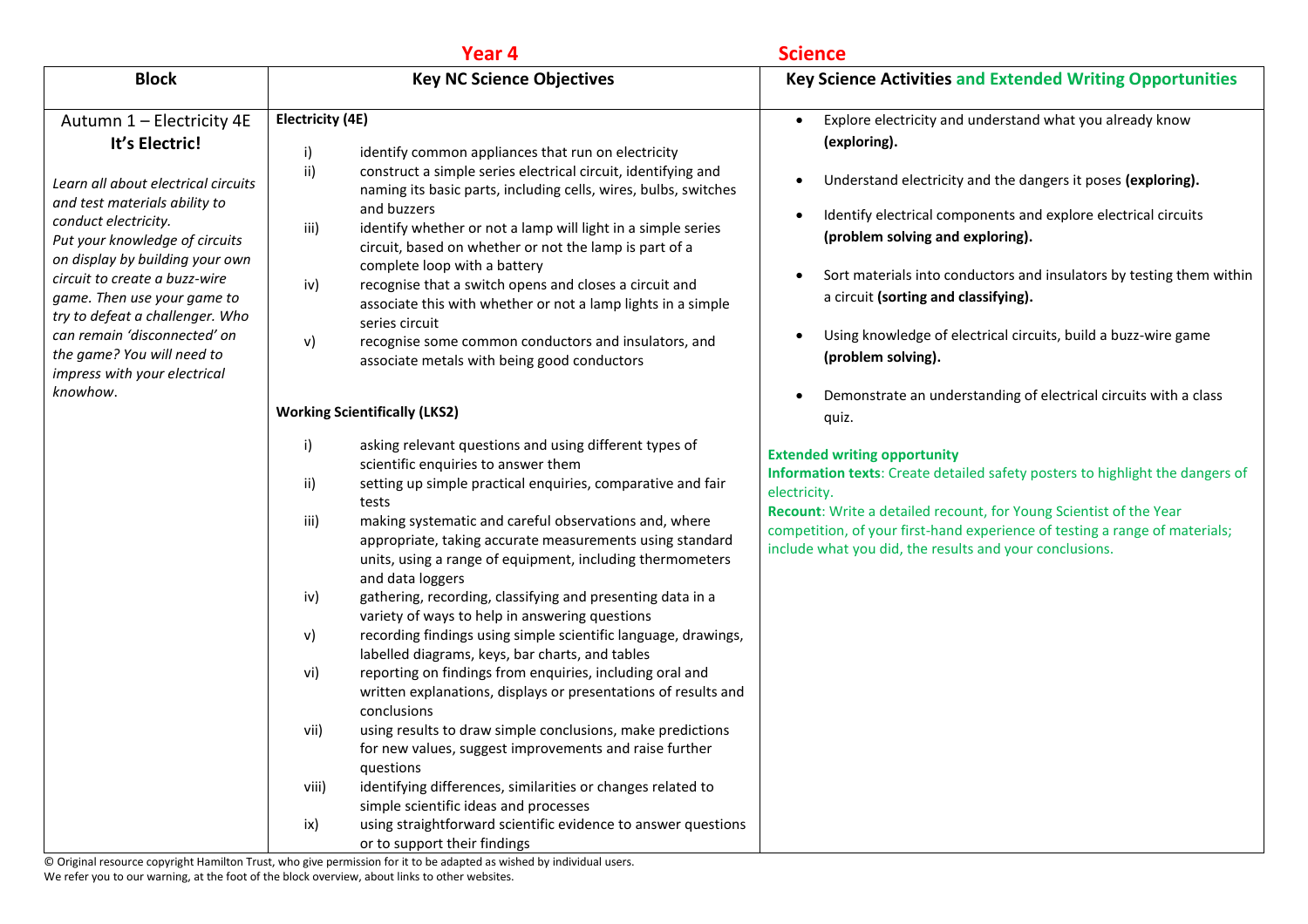## Year 4 Science

| Block | Key NC Science Objectives | Key Science Activities and Extended Writing Opportunities |
| --- | --- | --- |
| Autumn 1 – Electricity 4E<br>**It's Electric!**<br><br>*Learn all about electrical circuits and test materials ability to conduct electricity.*<br>*Put your knowledge of circuits on display by building your own circuit to create a buzz-wire game. Then use your game to try to defeat a challenger. Who can remain 'disconnected' on the game? You will need to impress with your electrical knowhow.* | **Electricity (4E)**<br><br>i) identify common appliances that run on electricity<br>ii) construct a simple series electrical circuit, identifying and naming its basic parts, including cells, wires, bulbs, switches and buzzers<br>iii) identify whether or not a lamp will light in a simple series circuit, based on whether or not the lamp is part of a complete loop with a battery<br>iv) recognise that a switch opens and closes a circuit and associate this with whether or not a lamp lights in a simple series circuit<br>v) recognise some common conductors and insulators, and associate metals with being good conductors<br><br>**Working Scientifically (LKS2)**<br><br>i) asking relevant questions and using different types of scientific enquiries to answer them<br>ii) setting up simple practical enquiries, comparative and fair tests<br>iii) making systematic and careful observations and, where appropriate, taking accurate measurements using standard units, using a range of equipment, including thermometers and data loggers<br>iv) gathering, recording, classifying and presenting data in a variety of ways to help in answering questions<br>v) recording findings using simple scientific language, drawings, labelled diagrams, keys, bar charts, and tables<br>vi) reporting on findings from enquiries, including oral and written explanations, displays or presentations of results and conclusions<br>vii) using results to draw simple conclusions, make predictions for new values, suggest improvements and raise further questions<br>viii) identifying differences, similarities or changes related to simple scientific ideas and processes<br>ix) using straightforward scientific evidence to answer questions or to support their findings | • Explore electricity and understand what you already know **(exploring).**<br>• Understand electricity and the dangers it poses **(exploring).**<br>• Identify electrical components and explore electrical circuits **(problem solving and exploring).**<br>• Sort materials into conductors and insulators by testing them within a circuit **(sorting and classifying).**<br>• Using knowledge of electrical circuits, build a buzz-wire game **(problem solving).**<br>• Demonstrate an understanding of electrical circuits with a class quiz.<br><br>**Extended writing opportunity**<br>**Information texts**: Create detailed safety posters to highlight the dangers of electricity.<br>**Recount**: Write a detailed recount, for Young Scientist of the Year competition, of your first-hand experience of testing a range of materials; include what you did, the results and your conclusions. |

© Original resource copyright Hamilton Trust, who give permission for it to be adapted as wished by individual users.
We refer you to our warning, at the foot of the block overview, about links to other websites.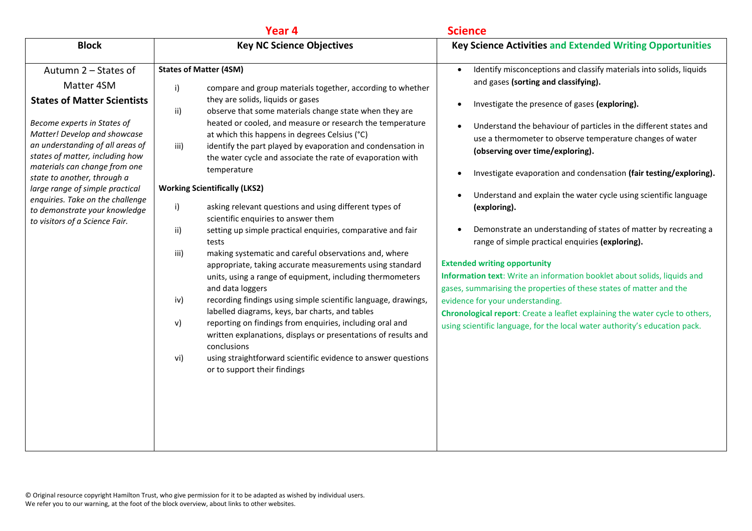## Year 4 Science

| Block | Key NC Science Objectives | Key Science Activities and Extended Writing Opportunities |
|---|---|---|
| Autumn 2 – States of Matter 4SM<br><br>**States of Matter Scientists**<br><br>*Become experts in States of Matter! Develop and showcase an understanding of all areas of states of matter, including how materials can change from one state to another, through a large range of simple practical enquiries. Take on the challenge to demonstrate your knowledge to visitors of a Science Fair.* | **States of Matter (4SM)**<br><br>i) compare and group materials together, according to whether they are solids, liquids or gases<br>ii) observe that some materials change state when they are heated or cooled, and measure or research the temperature at which this happens in degrees Celsius (°C)<br>iii) identify the part played by evaporation and condensation in the water cycle and associate the rate of evaporation with temperature<br><br>**Working Scientifically (LKS2)**<br><br>i) asking relevant questions and using different types of scientific enquiries to answer them<br>ii) setting up simple practical enquiries, comparative and fair tests<br>iii) making systematic and careful observations and, where appropriate, taking accurate measurements using standard units, using a range of equipment, including thermometers and data loggers<br>iv) recording findings using simple scientific language, drawings, labelled diagrams, keys, bar charts, and tables<br>v) reporting on findings from enquiries, including oral and written explanations, displays or presentations of results and conclusions<br>vi) using straightforward scientific evidence to answer questions or to support their findings | • Identify misconceptions and classify materials into solids, liquids and gases **(sorting and classifying).**<br><br>• Investigate the presence of gases **(exploring).**<br><br>• Understand the behaviour of particles in the different states and use a thermometer to observe temperature changes of water **(observing over time/exploring).**<br><br>• Investigate evaporation and condensation **(fair testing/exploring).**<br><br>• Understand and explain the water cycle using scientific language **(exploring).**<br><br>• Demonstrate an understanding of states of matter by recreating a range of simple practical enquiries **(exploring).**<br><br>**Extended writing opportunity**<br>**Information text**: Write an information booklet about solids, liquids and gases, summarising the properties of these states of matter and the evidence for your understanding.<br>**Chronological report**: Create a leaflet explaining the water cycle to others, using scientific language, for the local water authority's education pack. |

© Original resource copyright Hamilton Trust, who give permission for it to be adapted as wished by individual users.
We refer you to our warning, at the foot of the block overview, about links to other websites.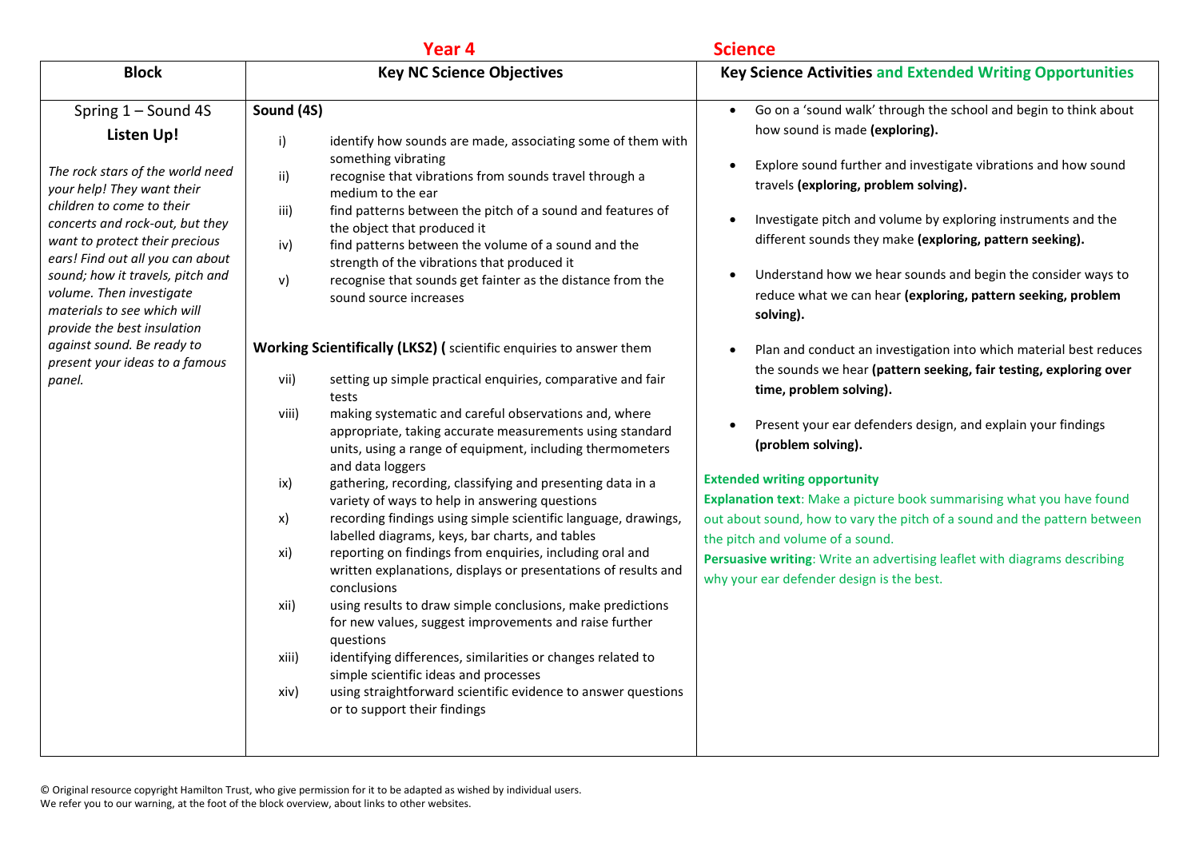**Year 4** **Science**

| Block | Key NC Science Objectives | Key Science Activities and Extended Writing Opportunities |
|---|---|---|
| Spring 1 – Sound 4S<br>**Listen Up!**<br>*The rock stars of the world need your help! They want their children to come to their concerts and rock-out, but they want to protect their precious ears! Find out all you can about sound; how it travels, pitch and volume. Then investigate materials to see which will provide the best insulation against sound. Be ready to present your ideas to a famous panel.* | **Sound (4S)**<br>i) identify how sounds are made, associating some of them with something vibrating<br>ii) recognise that vibrations from sounds travel through a medium to the ear<br>iii) find patterns between the pitch of a sound and features of the object that produced it<br>iv) find patterns between the volume of a sound and the strength of the vibrations that produced it<br>v) recognise that sounds get fainter as the distance from the sound source increases<br><br>**Working Scientifically (LKS2) (** scientific enquiries to answer them<br>vii) setting up simple practical enquiries, comparative and fair tests<br>viii) making systematic and careful observations and, where appropriate, taking accurate measurements using standard units, using a range of equipment, including thermometers and data loggers<br>ix) gathering, recording, classifying and presenting data in a variety of ways to help in answering questions<br>x) recording findings using simple scientific language, drawings, labelled diagrams, keys, bar charts, and tables<br>xi) reporting on findings from enquiries, including oral and written explanations, displays or presentations of results and conclusions<br>xii) using results to draw simple conclusions, make predictions for new values, suggest improvements and raise further questions<br>xiii) identifying differences, similarities or changes related to simple scientific ideas and processes<br>xiv) using straightforward scientific evidence to answer questions or to support their findings | • Go on a 'sound walk' through the school and begin to think about how sound is made **(exploring).**<br>• Explore sound further and investigate vibrations and how sound travels **(exploring, problem solving).**<br>• Investigate pitch and volume by exploring instruments and the different sounds they make **(exploring, pattern seeking).**<br>• Understand how we hear sounds and begin the consider ways to reduce what we can hear **(exploring, pattern seeking, problem solving).**<br>• Plan and conduct an investigation into which material best reduces the sounds we hear **(pattern seeking, fair testing, exploring over time, problem solving).**<br>• Present your ear defenders design, and explain your findings **(problem solving).**<br><br>**Extended writing opportunity**<br>**Explanation text**: Make a picture book summarising what you have found out about sound, how to vary the pitch of a sound and the pattern between the pitch and volume of a sound.<br>**Persuasive writing**: Write an advertising leaflet with diagrams describing why your ear defender design is the best. |

© Original resource copyright Hamilton Trust, who give permission for it to be adapted as wished by individual users.
We refer you to our warning, at the foot of the block overview, about links to other websites.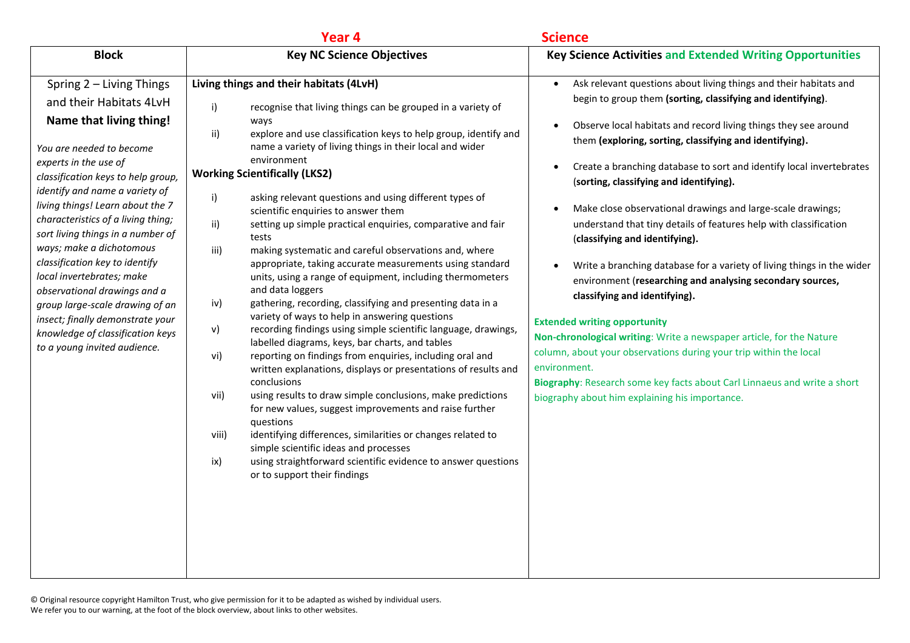# Year 4 Science

| Block | Key NC Science Objectives | Key Science Activities and Extended Writing Opportunities |
|---|---|---|
| Spring 2 – Living Things and their Habitats 4LvH<br>**Name that living thing!**<br>*You are needed to become experts in the use of classification keys to help group, identify and name a variety of living things! Learn about the 7 characteristics of a living thing; sort living things in a number of ways; make a dichotomous classification key to identify local invertebrates; make observational drawings and a group large-scale drawing of an insect; finally demonstrate your knowledge of classification keys to a young invited audience.* | **Living things and their habitats (4LvH)**<br>i) recognise that living things can be grouped in a variety of ways<br>ii) explore and use classification keys to help group, identify and name a variety of living things in their local and wider environment<br>**Working Scientifically (LKS2)**<br>i) asking relevant questions and using different types of scientific enquiries to answer them<br>ii) setting up simple practical enquiries, comparative and fair tests<br>iii) making systematic and careful observations and, where appropriate, taking accurate measurements using standard units, using a range of equipment, including thermometers and data loggers<br>iv) gathering, recording, classifying and presenting data in a variety of ways to help in answering questions<br>v) recording findings using simple scientific language, drawings, labelled diagrams, keys, bar charts, and tables<br>vi) reporting on findings from enquiries, including oral and written explanations, displays or presentations of results and conclusions<br>vii) using results to draw simple conclusions, make predictions for new values, suggest improvements and raise further questions<br>viii) identifying differences, similarities or changes related to simple scientific ideas and processes<br>ix) using straightforward scientific evidence to answer questions or to support their findings | • Ask relevant questions about living things and their habitats and begin to group them **(sorting, classifying and identifying)**.<br>• Observe local habitats and record living things they see around them **(exploring, sorting, classifying and identifying).**<br>• Create a branching database to sort and identify local invertebrates (**sorting, classifying and identifying).**<br>• Make close observational drawings and large-scale drawings; understand that tiny details of features help with classification (**classifying and identifying).**<br>• Write a branching database for a variety of living things in the wider environment (**researching and analysing secondary sources, classifying and identifying).**<br>**Extended writing opportunity**<br>**Non-chronological writing**: Write a newspaper article, for the Nature column, about your observations during your trip within the local environment.<br>**Biography**: Research some key facts about Carl Linnaeus and write a short biography about him explaining his importance. |

© Original resource copyright Hamilton Trust, who give permission for it to be adapted as wished by individual users.
We refer you to our warning, at the foot of the block overview, about links to other websites.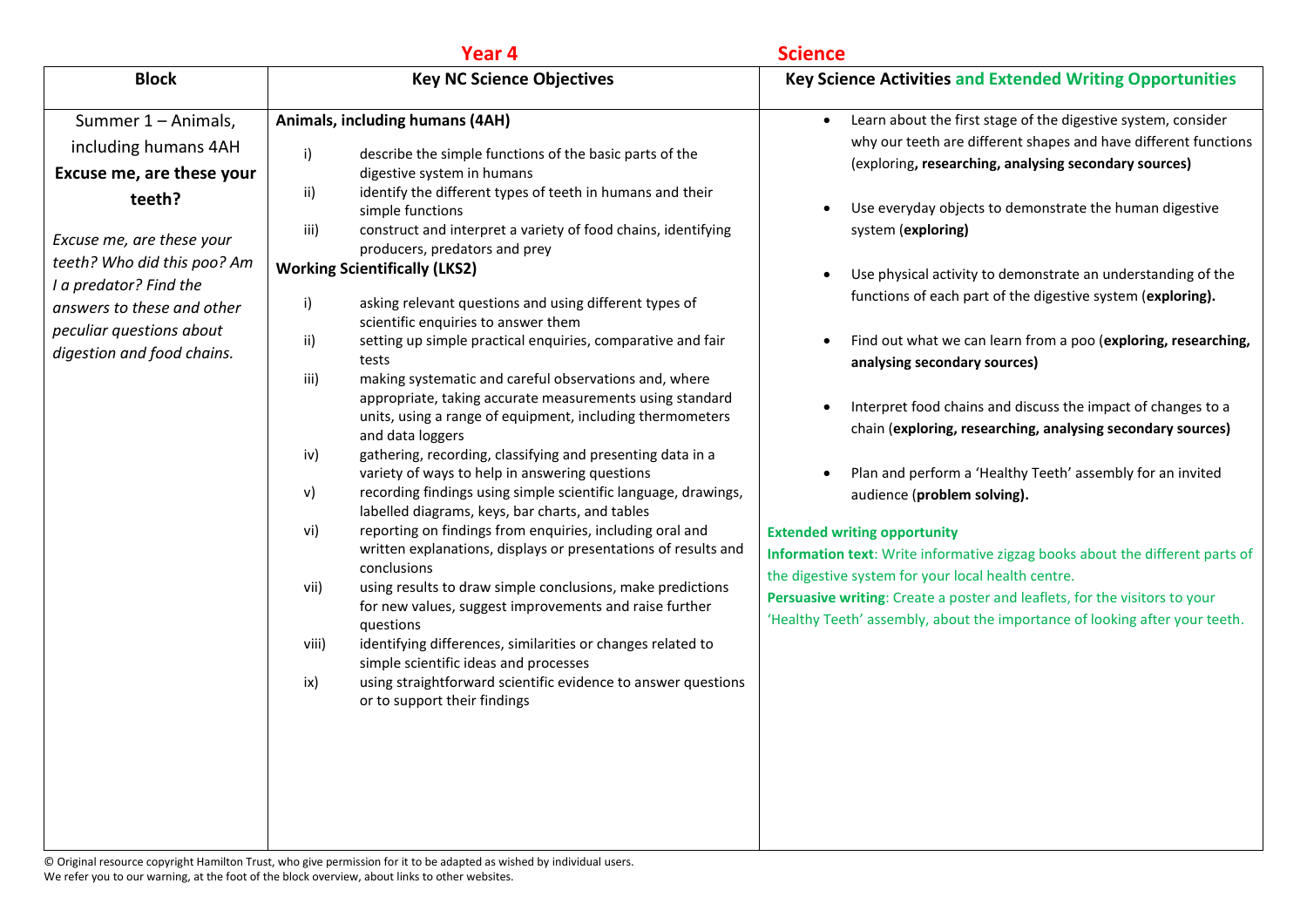**Year 4** **Science**

| Block | Key NC Science Objectives | Key Science Activities and Extended Writing Opportunities |
|---|---|---|
| Summer 1 – Animals, including humans 4AH<br>**Excuse me, are these your teeth?**<br><br>*Excuse me, are these your teeth? Who did this poo? Am I a predator? Find the answers to these and other peculiar questions about digestion and food chains.* | **Animals, including humans (4AH)**<br>i) describe the simple functions of the basic parts of the digestive system in humans<br>ii) identify the different types of teeth in humans and their simple functions<br>iii) construct and interpret a variety of food chains, identifying producers, predators and prey<br>**Working Scientifically (LKS2)**<br>i) asking relevant questions and using different types of scientific enquiries to answer them<br>ii) setting up simple practical enquiries, comparative and fair tests<br>iii) making systematic and careful observations and, where appropriate, taking accurate measurements using standard units, using a range of equipment, including thermometers and data loggers<br>iv) gathering, recording, classifying and presenting data in a variety of ways to help in answering questions<br>v) recording findings using simple scientific language, drawings, labelled diagrams, keys, bar charts, and tables<br>vi) reporting on findings from enquiries, including oral and written explanations, displays or presentations of results and conclusions<br>vii) using results to draw simple conclusions, make predictions for new values, suggest improvements and raise further questions<br>viii) identifying differences, similarities or changes related to simple scientific ideas and processes<br>ix) using straightforward scientific evidence to answer questions or to support their findings | • Learn about the first stage of the digestive system, consider why our teeth are different shapes and have different functions (exploring**, researching, analysing secondary sources)**<br>• Use everyday objects to demonstrate the human digestive system (**exploring)**<br>• Use physical activity to demonstrate an understanding of the functions of each part of the digestive system (**exploring).**<br>• Find out what we can learn from a poo (**exploring, researching, analysing secondary sources)**<br>• Interpret food chains and discuss the impact of changes to a chain (**exploring, researching, analysing secondary sources)**<br>• Plan and perform a 'Healthy Teeth' assembly for an invited audience (**problem solving).**<br><br>**Extended writing opportunity**<br>**Information text**: Write informative zigzag books about the different parts of the digestive system for your local health centre.<br>**Persuasive writing**: Create a poster and leaflets, for the visitors to your 'Healthy Teeth' assembly, about the importance of looking after your teeth. |

© Original resource copyright Hamilton Trust, who give permission for it to be adapted as wished by individual users.
We refer you to our warning, at the foot of the block overview, about links to other websites.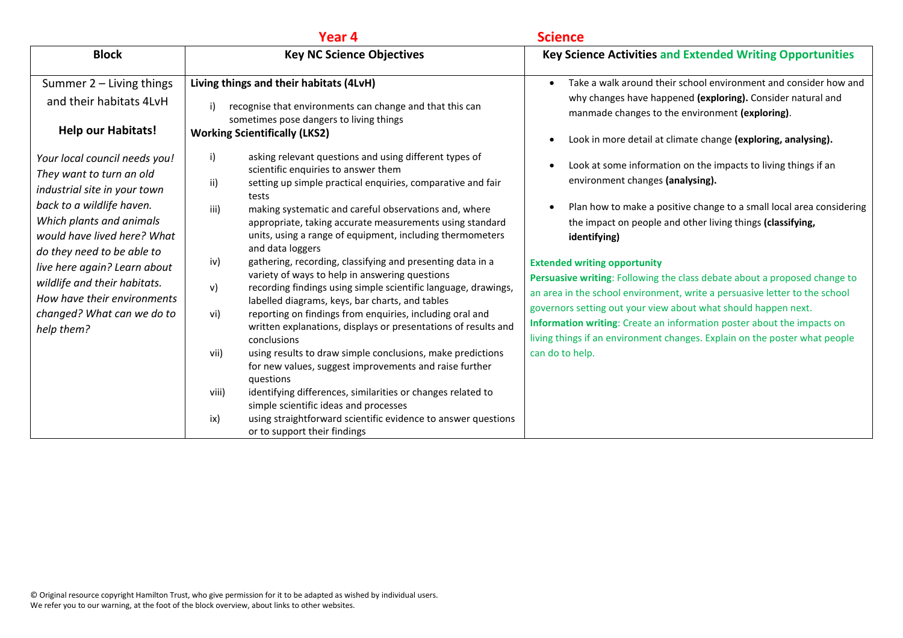**Year 4** **Science**

| Block | Key NC Science Objectives | Key Science Activities and Extended Writing Opportunities |
|---|---|---|
| Summer 2 – Living things and their habitats 4LvH<br><br>**Help our Habitats!**<br><br>*Your local council needs you! They want to turn an old industrial site in your town back to a wildlife haven. Which plants and animals would have lived here? What do they need to be able to live here again? Learn about wildlife and their habitats. How have their environments changed? What can we do to help them?* | **Living things and their habitats (4LvH)**<br>i) recognise that environments can change and that this can sometimes pose dangers to living things<br>**Working Scientifically (LKS2)**<br>i) asking relevant questions and using different types of scientific enquiries to answer them<br>ii) setting up simple practical enquiries, comparative and fair tests<br>iii) making systematic and careful observations and, where appropriate, taking accurate measurements using standard units, using a range of equipment, including thermometers and data loggers<br>iv) gathering, recording, classifying and presenting data in a variety of ways to help in answering questions<br>v) recording findings using simple scientific language, drawings, labelled diagrams, keys, bar charts, and tables<br>vi) reporting on findings from enquiries, including oral and written explanations, displays or presentations of results and conclusions<br>vii) using results to draw simple conclusions, make predictions for new values, suggest improvements and raise further questions<br>viii) identifying differences, similarities or changes related to simple scientific ideas and processes<br>ix) using straightforward scientific evidence to answer questions or to support their findings | • Take a walk around their school environment and consider how and why changes have happened **(exploring).** Consider natural and manmade changes to the environment **(exploring)**.<br>• Look in more detail at climate change **(exploring, analysing).**<br>• Look at some information on the impacts to living things if an environment changes **(analysing).**<br>• Plan how to make a positive change to a small local area considering the impact on people and other living things **(classifying, identifying)**<br><br>**Extended writing opportunity**<br>**Persuasive writing**: Following the class debate about a proposed change to an area in the school environment, write a persuasive letter to the school governors setting out your view about what should happen next.<br>**Information writing**: Create an information poster about the impacts on living things if an environment changes. Explain on the poster what people can do to help. |

© Original resource copyright Hamilton Trust, who give permission for it to be adapted as wished by individual users.
We refer you to our warning, at the foot of the block overview, about links to other websites.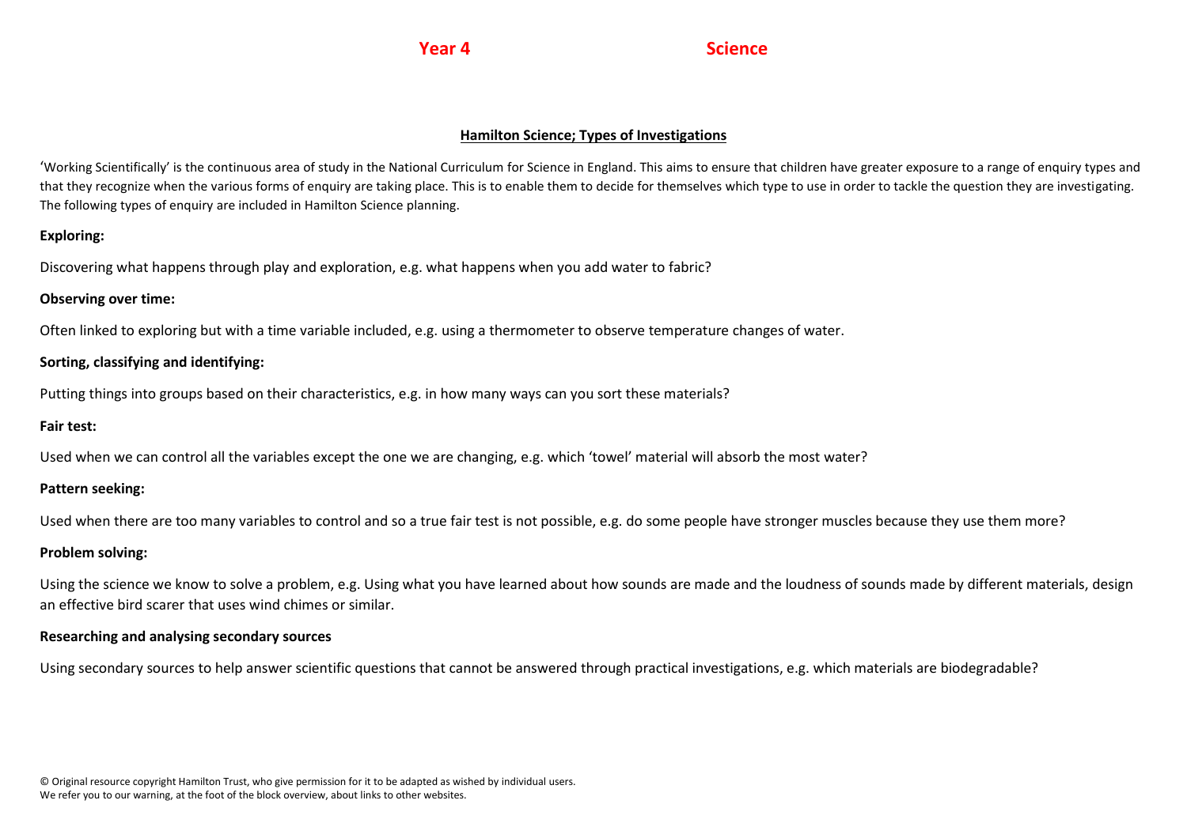**Year 4** **Science**

## Hamilton Science; Types of Investigations

'Working Scientifically' is the continuous area of study in the National Curriculum for Science in England. This aims to ensure that children have greater exposure to a range of enquiry types and that they recognize when the various forms of enquiry are taking place. This is to enable them to decide for themselves which type to use in order to tackle the question they are investigating. The following types of enquiry are included in Hamilton Science planning.

**Exploring:**

Discovering what happens through play and exploration, e.g. what happens when you add water to fabric?

**Observing over time:**

Often linked to exploring but with a time variable included, e.g. using a thermometer to observe temperature changes of water.

**Sorting, classifying and identifying:**

Putting things into groups based on their characteristics, e.g. in how many ways can you sort these materials?

**Fair test:**

Used when we can control all the variables except the one we are changing, e.g. which 'towel' material will absorb the most water?

**Pattern seeking:**

Used when there are too many variables to control and so a true fair test is not possible, e.g. do some people have stronger muscles because they use them more?

**Problem solving:**

Using the science we know to solve a problem, e.g. Using what you have learned about how sounds are made and the loudness of sounds made by different materials, design an effective bird scarer that uses wind chimes or similar.

**Researching and analysing secondary sources**

Using secondary sources to help answer scientific questions that cannot be answered through practical investigations, e.g. which materials are biodegradable?

© Original resource copyright Hamilton Trust, who give permission for it to be adapted as wished by individual users.
We refer you to our warning, at the foot of the block overview, about links to other websites.